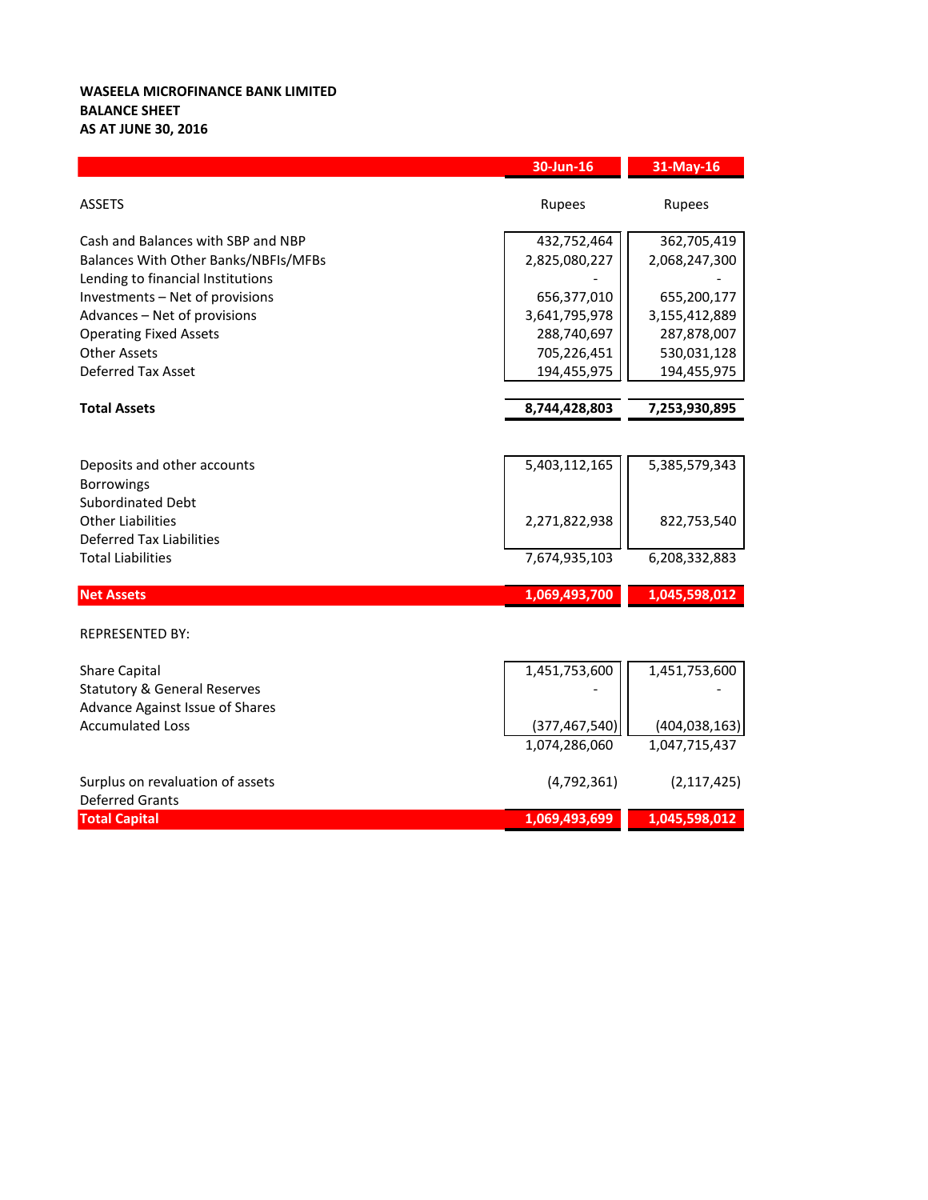**WASEELA MICROFINANCE BANK LIMITED**
**BALANCE SHEET**
**AS AT JUNE 30, 2016**

| | 30-Jun-16 | 31-May-16 |
|---|---|---|
| ASSETS | Rupees | Rupees |
| Cash and Balances with SBP and NBP | 432,752,464 | 362,705,419 |
| Balances With Other Banks/NBFIs/MFBs | 2,825,080,227 | 2,068,247,300 |
| Lending to financial Institutions | - | - |
| Investments – Net of provisions | 656,377,010 | 655,200,177 |
| Advances – Net of provisions | 3,641,795,978 | 3,155,412,889 |
| Operating Fixed Assets | 288,740,697 | 287,878,007 |
| Other Assets | 705,226,451 | 530,031,128 |
| Deferred Tax Asset | 194,455,975 | 194,455,975 |
| **Total Assets** | **8,744,428,803** | **7,253,930,895** |
| Deposits and other accounts | 5,403,112,165 | 5,385,579,343 |
| Borrowings | | |
| Subordinated Debt | | |
| Other Liabilities | 2,271,822,938 | 822,753,540 |
| Deferred Tax Liabilities | | |
| Total Liabilities | 7,674,935,103 | 6,208,332,883 |
| **Net Assets** | **1,069,493,700** | **1,045,598,012** |
| REPRESENTED BY: | | |
| Share Capital | 1,451,753,600 | 1,451,753,600 |
| Statutory & General Reserves | - | - |
| Advance Against Issue of Shares | | |
| Accumulated Loss | (377,467,540) | (404,038,163) |
| | 1,074,286,060 | 1,047,715,437 |
| Surplus on revaluation of assets | (4,792,361) | (2,117,425) |
| Deferred Grants | | |
| **Total Capital** | **1,069,493,699** | **1,045,598,012** |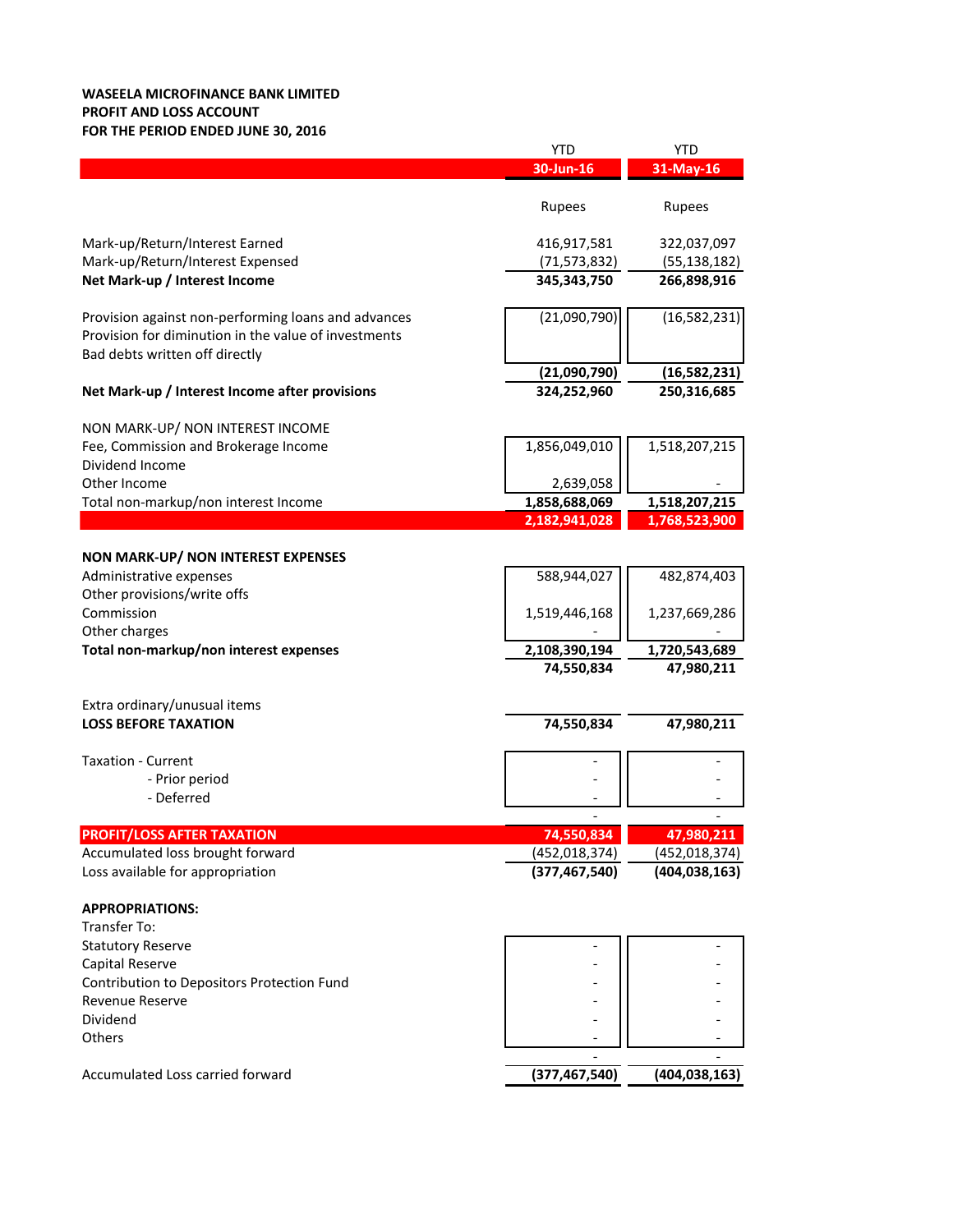**WASEELA MICROFINANCE BANK LIMITED**
**PROFIT AND LOSS ACCOUNT**
**FOR THE PERIOD ENDED JUNE 30, 2016**

| | YTD | YTD |
|---|---|---|
| | **30-Jun-16** | **31-May-16** |
| | Rupees | Rupees |
| Mark-up/Return/Interest Earned | 416,917,581 | 322,037,097 |
| Mark-up/Return/Interest Expensed | (71,573,832) | (55,138,182) |
| **Net Mark-up / Interest Income** | **345,343,750** | **266,898,916** |
| Provision against non-performing loans and advances | (21,090,790) | (16,582,231) |
| Provision for diminution in the value of investments | | |
| Bad debts written off directly | | |
| | **(21,090,790)** | **(16,582,231)** |
| **Net Mark-up / Interest Income after provisions** | **324,252,960** | **250,316,685** |
| NON MARK-UP/ NON INTEREST INCOME | | |
| Fee, Commission and Brokerage Income | 1,856,049,010 | 1,518,207,215 |
| Dividend Income | | |
| Other Income | 2,639,058 | - |
| Total non-markup/non interest Income | **1,858,688,069** | **1,518,207,215** |
| | **2,182,941,028** | **1,768,523,900** |
| **NON MARK-UP/ NON INTEREST EXPENSES** | | |
| Administrative expenses | 588,944,027 | 482,874,403 |
| Other provisions/write offs | | |
| Commission | 1,519,446,168 | 1,237,669,286 |
| Other charges | - | - |
| **Total non-markup/non interest expenses** | **2,108,390,194** | **1,720,543,689** |
| | **74,550,834** | **47,980,211** |
| Extra ordinary/unusual items | | |
| **LOSS BEFORE TAXATION** | **74,550,834** | **47,980,211** |
| Taxation - Current | - | - |
| - Prior period | - | - |
| - Deferred | - | - |
| | - | - |
| **PROFIT/LOSS AFTER TAXATION** | **74,550,834** | **47,980,211** |
| Accumulated loss brought forward | (452,018,374) | (452,018,374) |
| Loss available for appropriation | **(377,467,540)** | **(404,038,163)** |
| **APPROPRIATIONS:** | | |
| Transfer To: | | |
| Statutory Reserve | - | - |
| Capital Reserve | - | - |
| Contribution to Depositors Protection Fund | - | - |
| Revenue Reserve | - | - |
| Dividend | - | - |
| Others | - | - |
| | - | - |
| Accumulated Loss carried forward | **(377,467,540)** | **(404,038,163)** |